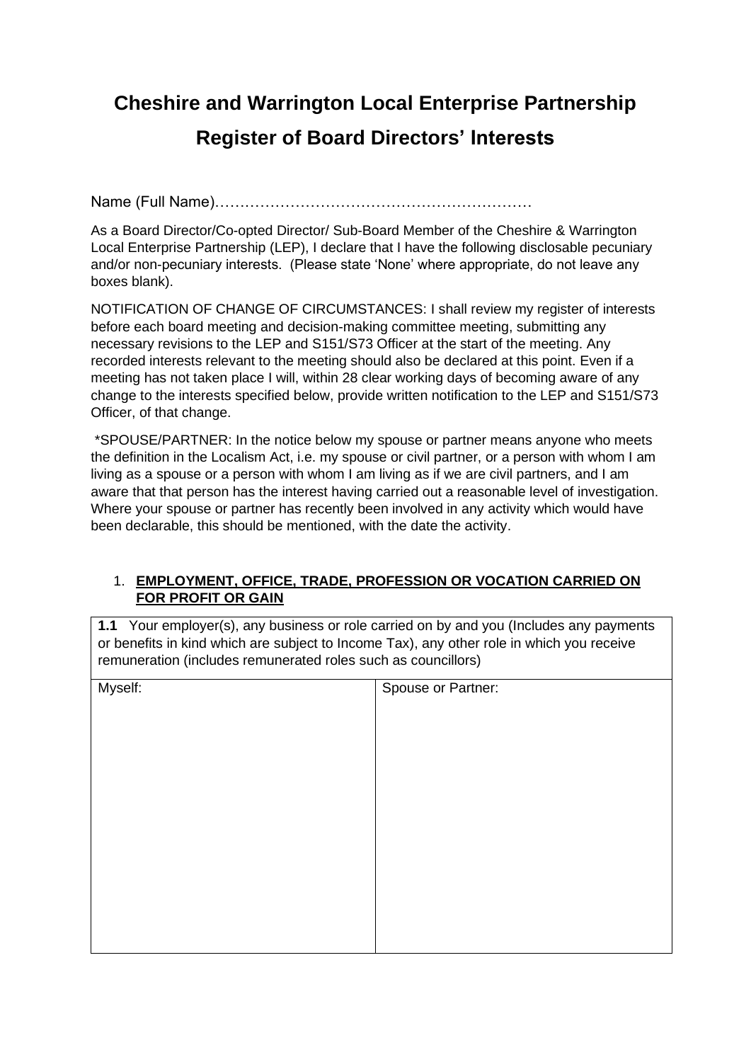# Cheshire and Warrington Local Enterprise Partnership

# Register of Board Directors' Interests

Name (Full Name)……………………………………………………

As a Board Director/Co-opted Director/ Sub-Board Member of the Cheshire & Warrington Local Enterprise Partnership (LEP), I declare that I have the following disclosable pecuniary and/or non-pecuniary interests. (Please state 'None' where appropriate, do not leave any boxes blank).

NOTIFICATION OF CHANGE OF CIRCUMSTANCES: I shall review my register of interests before each board meeting and decision-making committee meeting, submitting any necessary revisions to the LEP and S151/S73 Officer at the start of the meeting. Any recorded interests relevant to the meeting should also be declared at this point. Even if a meeting has not taken place I will, within 28 clear working days of becoming aware of any change to the interests specified below, provide written notification to the LEP and S151/S73 Officer, of that change.

*SPOUSE/PARTNER: In the notice below my spouse or partner means anyone who meets the definition in the Localism Act, i.e. my spouse or civil partner, or a person with whom I am living as a spouse or a person with whom I am living as if we are civil partners, and I am aware that that person has the interest having carried out a reasonable level of investigation. Where your spouse or partner has recently been involved in any activity which would have been declarable, this should be mentioned, with the date the activity.

1. **EMPLOYMENT, OFFICE, TRADE, PROFESSION OR VOCATION CARRIED ON FOR PROFIT OR GAIN**

| **1.1** Your employer(s), any business or role carried on by and you (Includes any payments or benefits in kind which are subject to Income Tax), any other role in which you receive remuneration (includes remunerated roles such as councillors) | |
|---|---|
| Myself: | Spouse or Partner: |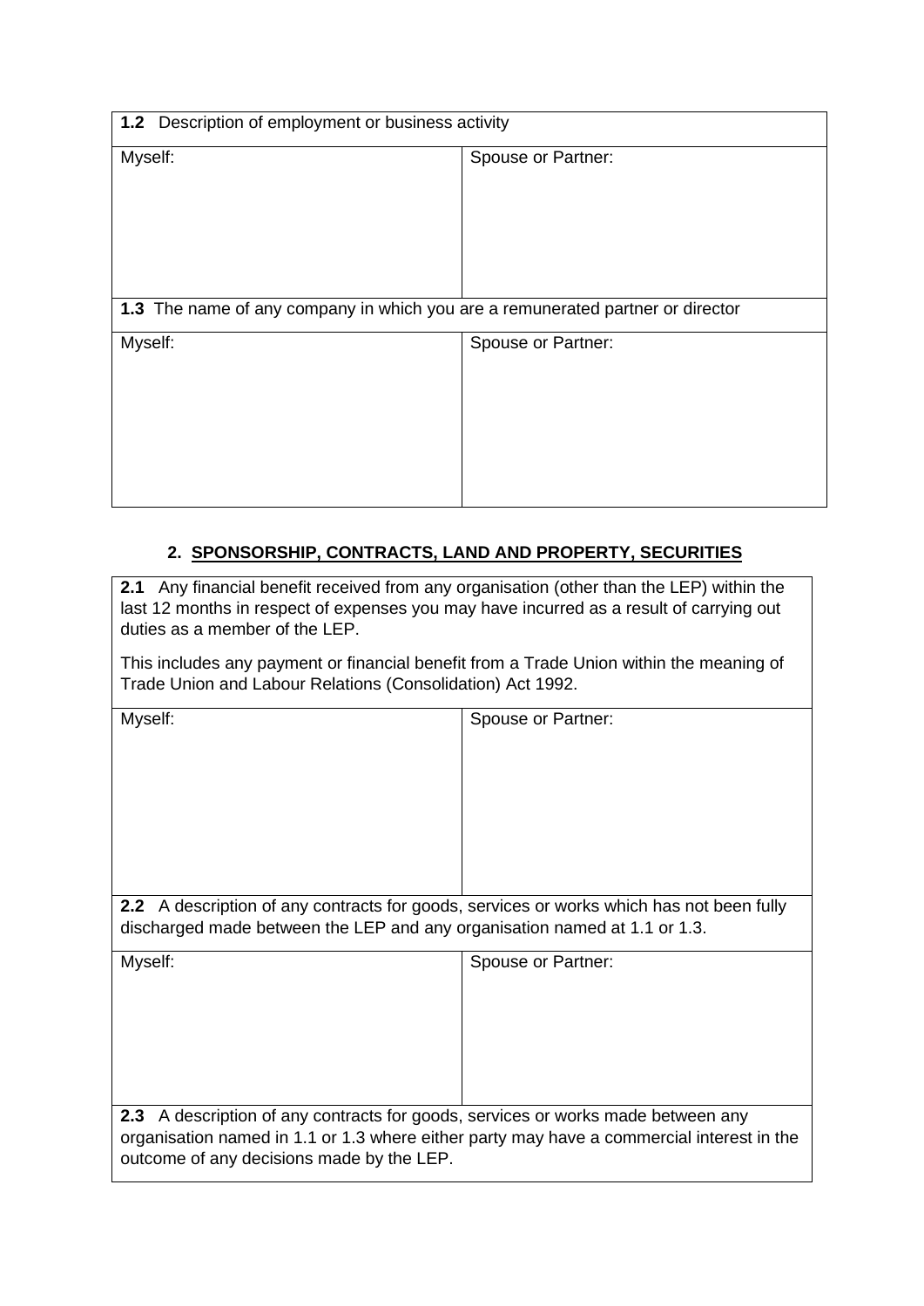| **1.2** Description of employment or business activity | |
|---|---|
| Myself: | Spouse or Partner: |
| **1.3** The name of any company in which you are a remunerated partner or director | |
| Myself: | Spouse or Partner: |

## 2. SPONSORSHIP, CONTRACTS, LAND AND PROPERTY, SECURITIES

| **2.1** Any financial benefit received from any organisation (other than the LEP) within the last 12 months in respect of expenses you may have incurred as a result of carrying out duties as a member of the LEP.<br><br>This includes any payment or financial benefit from a Trade Union within the meaning of Trade Union and Labour Relations (Consolidation) Act 1992. | |
|---|---|
| Myself: | Spouse or Partner: |
| **2.2** A description of any contracts for goods, services or works which has not been fully discharged made between the LEP and any organisation named at 1.1 or 1.3. | |
| Myself: | Spouse or Partner: |
| **2.3** A description of any contracts for goods, services or works made between any organisation named in 1.1 or 1.3 where either party may have a commercial interest in the outcome of any decisions made by the LEP. | |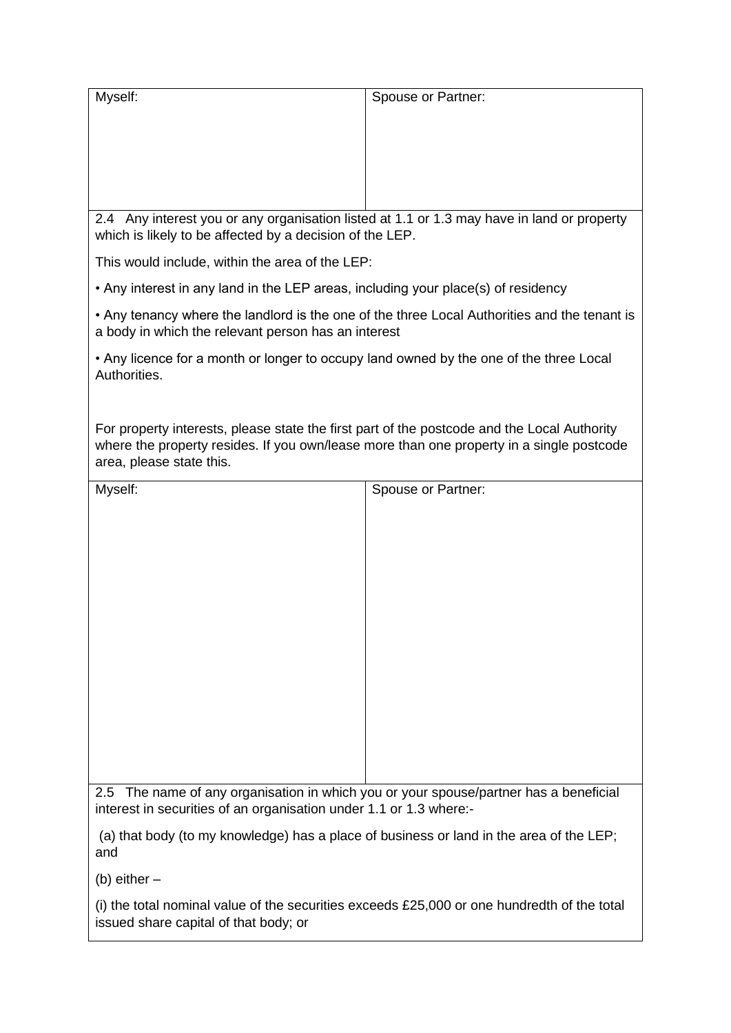| Myself: | Spouse or Partner: |
|---|---|
| | |

2.4 Any interest you or any organisation listed at 1.1 or 1.3 may have in land or property which is likely to be affected by a decision of the LEP.

This would include, within the area of the LEP:

- Any interest in any land in the LEP areas, including your place(s) of residency
- Any tenancy where the landlord is the one of the three Local Authorities and the tenant is a body in which the relevant person has an interest
- Any licence for a month or longer to occupy land owned by the one of the three Local Authorities.

For property interests, please state the first part of the postcode and the Local Authority where the property resides. If you own/lease more than one property in a single postcode area, please state this.

| Myself: | Spouse or Partner: |
|---|---|
| | |

2.5 The name of any organisation in which you or your spouse/partner has a beneficial interest in securities of an organisation under 1.1 or 1.3 where:-

(a) that body (to my knowledge) has a place of business or land in the area of the LEP; and

(b) either –

(i) the total nominal value of the securities exceeds £25,000 or one hundredth of the total issued share capital of that body; or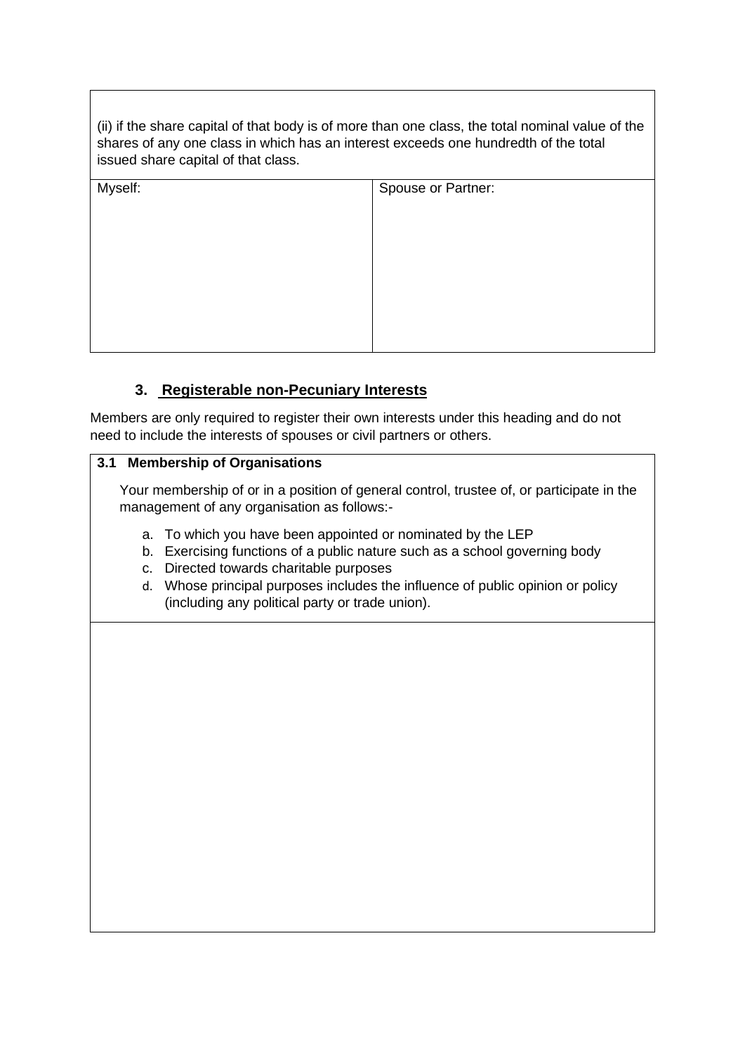| (ii) if the share capital of that body is of more than one class, the total nominal value of the shares of any one class in which has an interest exceeds one hundredth of the total issued share capital of that class. | |
|---|---|
| Myself: | Spouse or Partner: |

## 3. Registerable non-Pecuniary Interests

Members are only required to register their own interests under this heading and do not need to include the interests of spouses or civil partners or others.

| **3.1 Membership of Organisations** |
|---|
| Your membership of or in a position of general control, trustee of, or participate in the management of any organisation as follows:- <br> a. To which you have been appointed or nominated by the LEP <br> b. Exercising functions of a public nature such as a school governing body <br> c. Directed towards charitable purposes <br> d. Whose principal purposes includes the influence of public opinion or policy (including any political party or trade union). |
| |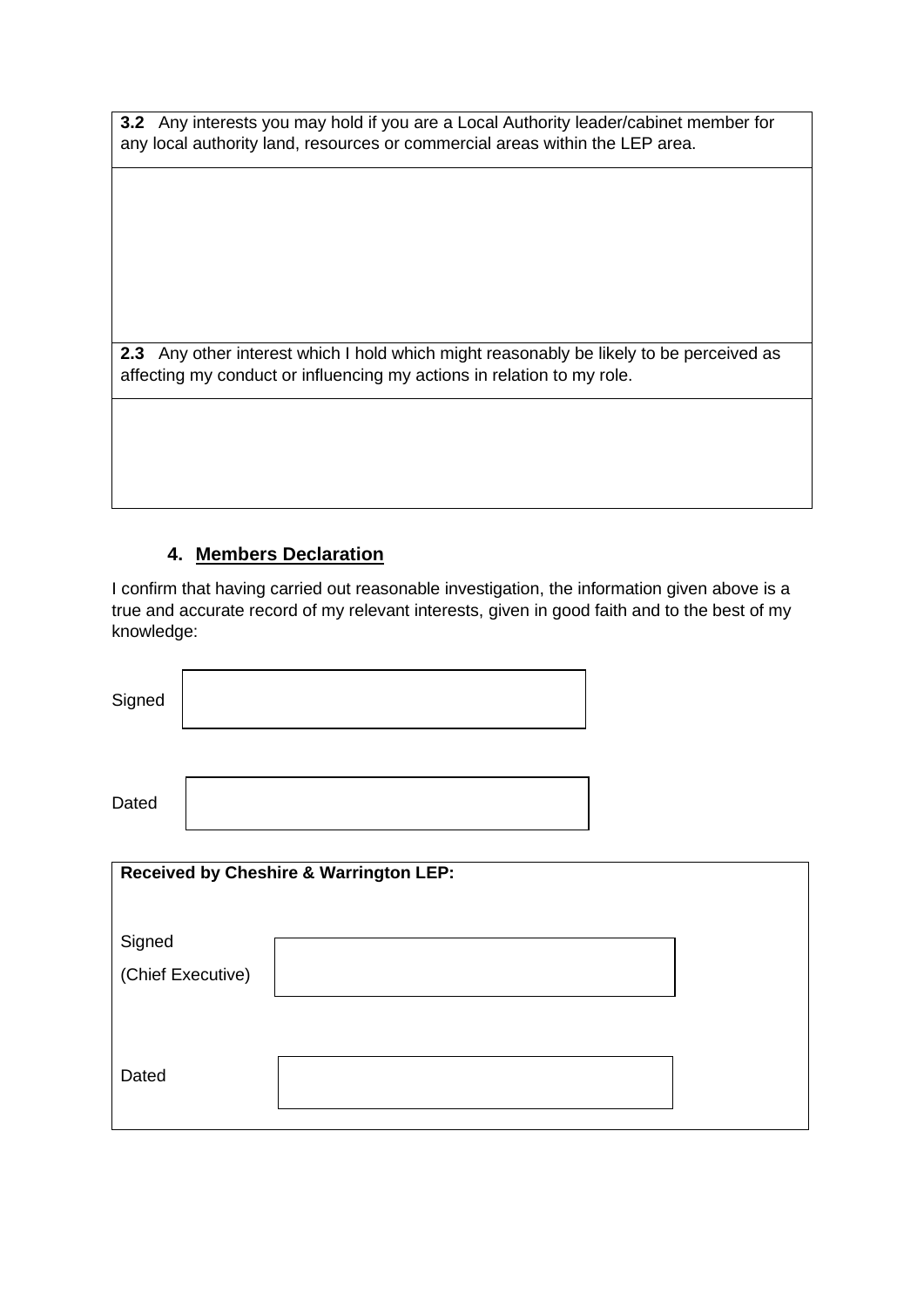| **3.2** Any interests you may hold if you are a Local Authority leader/cabinet member for any local authority land, resources or commercial areas within the LEP area. |
| --- |
| |
| **2.3** Any other interest which I hold which might reasonably be likely to be perceived as affecting my conduct or influencing my actions in relation to my role. |
| |

### 4. Members Declaration

I confirm that having carried out reasonable investigation, the information given above is a true and accurate record of my relevant interests, given in good faith and to the best of my knowledge:

| Signed | |
| --- | --- |
| Dated | |

| **Received by Cheshire & Warrington LEP:** | |
| --- | --- |
| Signed<br>(Chief Executive) | |
| Dated | |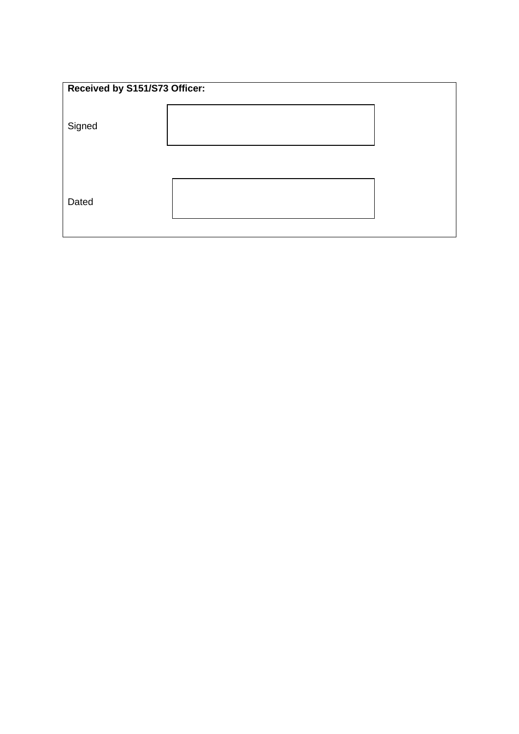**Received by S151/S73 Officer:**

Signed

Dated